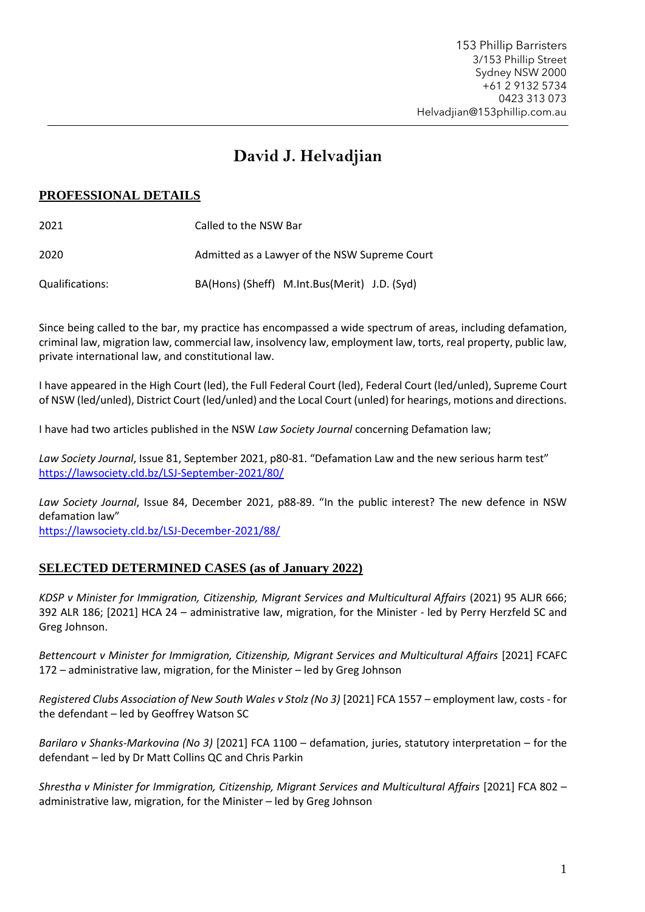153 Phillip Barristers
3/153 Phillip Street
Sydney NSW 2000
+61 2 9132 5734
0423 313 073
Helvadjian@153phillip.com.au

# David J. Helvadjian

## PROFESSIONAL DETAILS

| | |
|---|---|
| 2021 | Called to the NSW Bar |
| 2020 | Admitted as a Lawyer of the NSW Supreme Court |
| Qualifications: | BA(Hons) (Sheff) M.Int.Bus(Merit) J.D. (Syd) |

Since being called to the bar, my practice has encompassed a wide spectrum of areas, including defamation, criminal law, migration law, commercial law, insolvency law, employment law, torts, real property, public law, private international law, and constitutional law.

I have appeared in the High Court (led), the Full Federal Court (led), Federal Court (led/unled), Supreme Court of NSW (led/unled), District Court (led/unled) and the Local Court (unled) for hearings, motions and directions.

I have had two articles published in the NSW *Law Society Journal* concerning Defamation law;

*Law Society Journal*, Issue 81, September 2021, p80-81. "Defamation Law and the new serious harm test"
https://lawsociety.cld.bz/LSJ-September-2021/80/

*Law Society Journal*, Issue 84, December 2021, p88-89. "In the public interest? The new defence in NSW defamation law"
https://lawsociety.cld.bz/LSJ-December-2021/88/

## SELECTED DETERMINED CASES (as of January 2022)

*KDSP v Minister for Immigration, Citizenship, Migrant Services and Multicultural Affairs* (2021) 95 ALJR 666; 392 ALR 186; [2021] HCA 24 – administrative law, migration, for the Minister - led by Perry Herzfeld SC and Greg Johnson.

*Bettencourt v Minister for Immigration, Citizenship, Migrant Services and Multicultural Affairs* [2021] FCAFC 172 – administrative law, migration, for the Minister – led by Greg Johnson

*Registered Clubs Association of New South Wales v Stolz (No 3)* [2021] FCA 1557 – employment law, costs - for the defendant – led by Geoffrey Watson SC

*Barilaro v Shanks-Markovina (No 3)* [2021] FCA 1100 – defamation, juries, statutory interpretation – for the defendant – led by Dr Matt Collins QC and Chris Parkin

*Shrestha v Minister for Immigration, Citizenship, Migrant Services and Multicultural Affairs* [2021] FCA 802 – administrative law, migration, for the Minister – led by Greg Johnson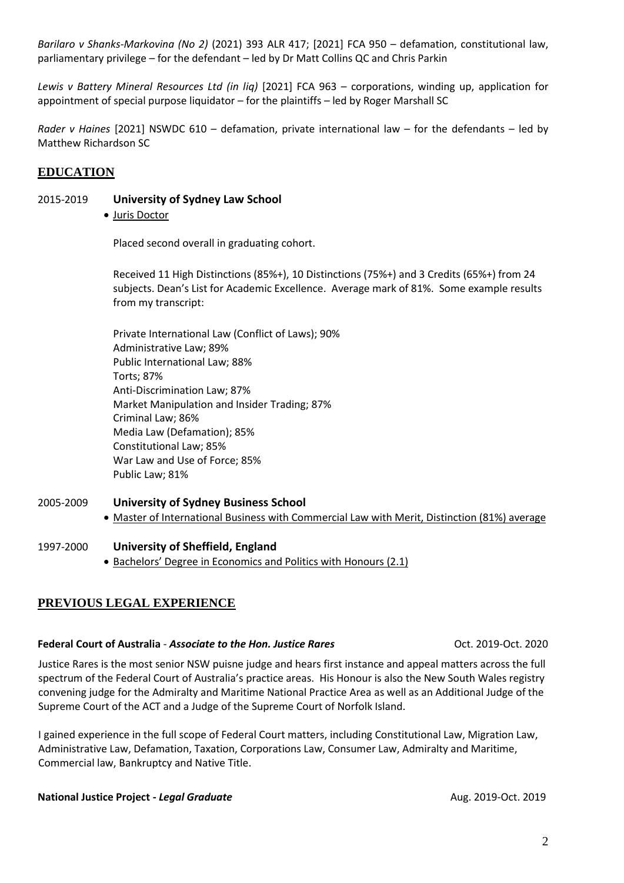*Barilaro v Shanks-Markovina (No 2)* (2021) 393 ALR 417; [2021] FCA 950 – defamation, constitutional law, parliamentary privilege – for the defendant – led by Dr Matt Collins QC and Chris Parkin

*Lewis v Battery Mineral Resources Ltd (in liq)* [2021] FCA 963 – corporations, winding up, application for appointment of special purpose liquidator – for the plaintiffs – led by Roger Marshall SC

*Rader v Haines* [2021] NSWDC 610 – defamation, private international law – for the defendants – led by Matthew Richardson SC

## EDUCATION

2015-2019 **University of Sydney Law School**

- Juris Doctor

Placed second overall in graduating cohort.

Received 11 High Distinctions (85%+), 10 Distinctions (75%+) and 3 Credits (65%+) from 24 subjects. Dean's List for Academic Excellence. Average mark of 81%. Some example results from my transcript:

Private International Law (Conflict of Laws); 90%
Administrative Law; 89%
Public International Law; 88%
Torts; 87%
Anti-Discrimination Law; 87%
Market Manipulation and Insider Trading; 87%
Criminal Law; 86%
Media Law (Defamation); 85%
Constitutional Law; 85%
War Law and Use of Force; 85%
Public Law; 81%

2005-2009 **University of Sydney Business School**

- Master of International Business with Commercial Law with Merit, Distinction (81%) average

1997-2000 **University of Sheffield, England**

- Bachelors' Degree in Economics and Politics with Honours (2.1)

## PREVIOUS LEGAL EXPERIENCE

**Federal Court of Australia** - ***Associate to the Hon. Justice Rares*** Oct. 2019-Oct. 2020

Justice Rares is the most senior NSW puisne judge and hears first instance and appeal matters across the full spectrum of the Federal Court of Australia's practice areas. His Honour is also the New South Wales registry convening judge for the Admiralty and Maritime National Practice Area as well as an Additional Judge of the Supreme Court of the ACT and a Judge of the Supreme Court of Norfolk Island.

I gained experience in the full scope of Federal Court matters, including Constitutional Law, Migration Law, Administrative Law, Defamation, Taxation, Corporations Law, Consumer Law, Admiralty and Maritime, Commercial law, Bankruptcy and Native Title.

**National Justice Project -** ***Legal Graduate*** Aug. 2019-Oct. 2019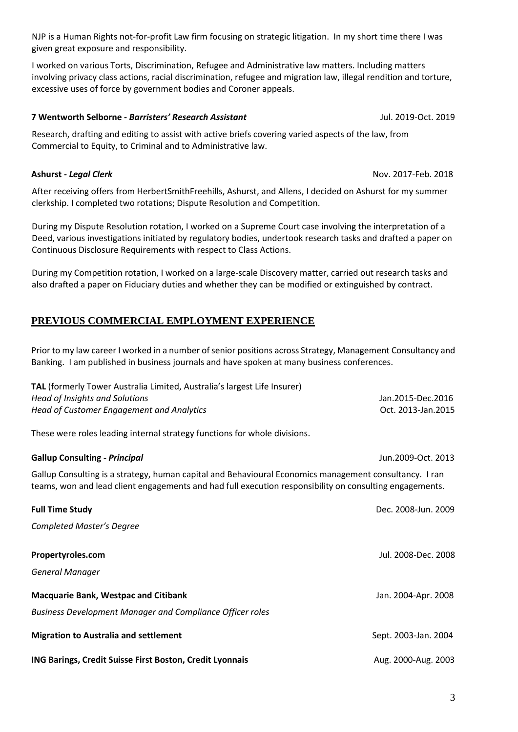NJP is a Human Rights not-for-profit Law firm focusing on strategic litigation. In my short time there I was given great exposure and responsibility.

I worked on various Torts, Discrimination, Refugee and Administrative law matters. Including matters involving privacy class actions, racial discrimination, refugee and migration law, illegal rendition and torture, excessive uses of force by government bodies and Coroner appeals.

**7 Wentworth Selborne - *Barristers' Research Assistant*** Jul. 2019-Oct. 2019

Research, drafting and editing to assist with active briefs covering varied aspects of the law, from Commercial to Equity, to Criminal and to Administrative law.

**Ashurst - *Legal Clerk*** Nov. 2017-Feb. 2018

After receiving offers from HerbertSmithFreehills, Ashurst, and Allens, I decided on Ashurst for my summer clerkship. I completed two rotations; Dispute Resolution and Competition.

During my Dispute Resolution rotation, I worked on a Supreme Court case involving the interpretation of a Deed, various investigations initiated by regulatory bodies, undertook research tasks and drafted a paper on Continuous Disclosure Requirements with respect to Class Actions.

During my Competition rotation, I worked on a large-scale Discovery matter, carried out research tasks and also drafted a paper on Fiduciary duties and whether they can be modified or extinguished by contract.

## PREVIOUS COMMERCIAL EMPLOYMENT EXPERIENCE

Prior to my law career I worked in a number of senior positions across Strategy, Management Consultancy and Banking. I am published in business journals and have spoken at many business conferences.

**TAL** (formerly Tower Australia Limited, Australia's largest Life Insurer)
*Head of Insights and Solutions* Jan.2015-Dec.2016
*Head of Customer Engagement and Analytics* Oct. 2013-Jan.2015

These were roles leading internal strategy functions for whole divisions.

**Gallup Consulting - *Principal*** Jun.2009-Oct. 2013

Gallup Consulting is a strategy, human capital and Behavioural Economics management consultancy. I ran teams, won and lead client engagements and had full execution responsibility on consulting engagements.

**Full Time Study** Dec. 2008-Jun. 2009

*Completed Master's Degree*

**Propertyroles.com** Jul. 2008-Dec. 2008

*General Manager*

**Macquarie Bank, Westpac and Citibank** Jan. 2004-Apr. 2008

*Business Development Manager and Compliance Officer roles*

**Migration to Australia and settlement** Sept. 2003-Jan. 2004

**ING Barings, Credit Suisse First Boston, Credit Lyonnais** Aug. 2000-Aug. 2003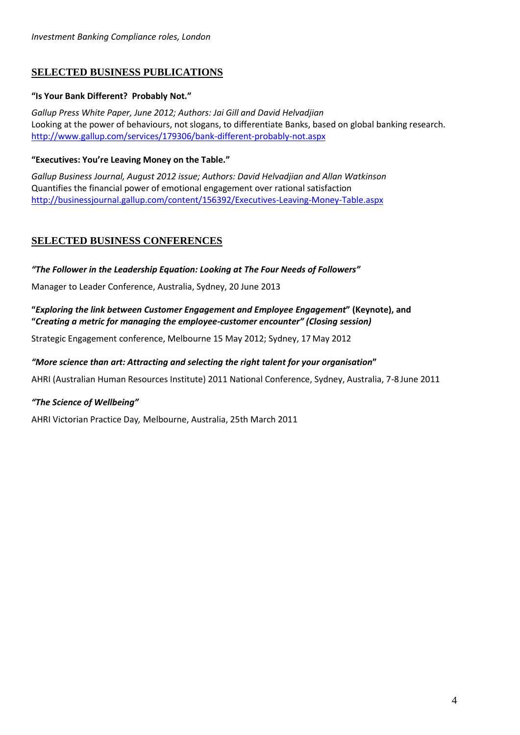*Investment Banking Compliance roles, London*

## SELECTED BUSINESS PUBLICATIONS

**"Is Your Bank Different? Probably Not."**

*Gallup Press White Paper, June 2012; Authors: Jai Gill and David Helvadjian*
Looking at the power of behaviours, not slogans, to differentiate Banks, based on global banking research.
http://www.gallup.com/services/179306/bank-different-probably-not.aspx

**"Executives: You're Leaving Money on the Table."**

*Gallup Business Journal, August 2012 issue; Authors: David Helvadjian and Allan Watkinson*
Quantifies the financial power of emotional engagement over rational satisfaction
http://businessjournal.gallup.com/content/156392/Executives-Leaving-Money-Table.aspx

## SELECTED BUSINESS CONFERENCES

***"The Follower in the Leadership Equation: Looking at The Four Needs of Followers"***

Manager to Leader Conference, Australia, Sydney, 20 June 2013

**"*Exploring the link between Customer Engagement and Employee Engagement*" (Keynote), and "*Creating a metric for managing the employee-customer encounter" (Closing session)***

Strategic Engagement conference, Melbourne 15 May 2012; Sydney, 17 May 2012

***"More science than art: Attracting and selecting the right talent for your organisation*"**

AHRI (Australian Human Resources Institute) 2011 National Conference, Sydney, Australia, 7-8 June 2011

***"The Science of Wellbeing"***

AHRI Victorian Practice Day*,* Melbourne, Australia, 25th March 2011